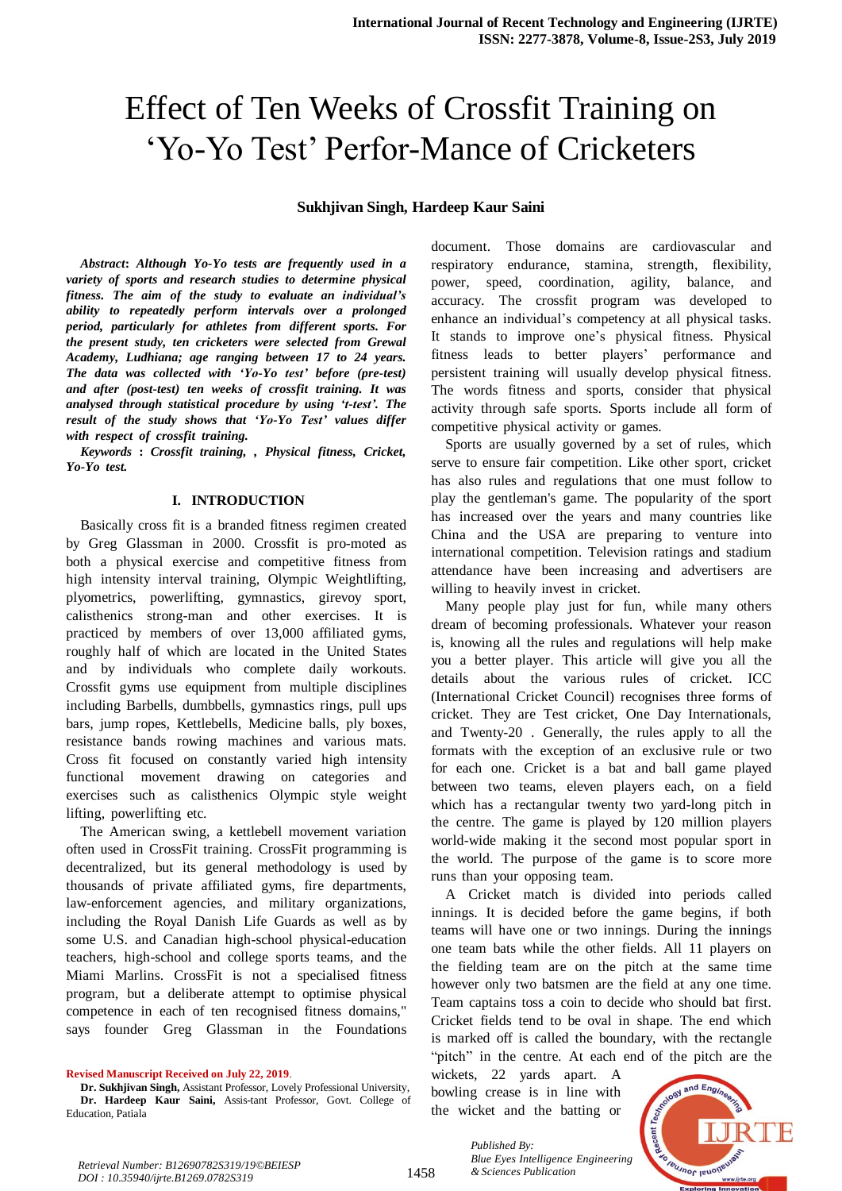# Effect of Ten Weeks of Crossfit Training on 'Yo-Yo Test' Perfor-Mance of Cricketers

**Sukhjivan Singh, Hardeep Kaur Saini**

***Abstract*: Although Yo-Yo tests are frequently used in a variety of sports and research studies to determine physical fitness. The aim of the study to evaluate an individual's ability to repeatedly perform intervals over a prolonged period, particularly for athletes from different sports. For the present study, ten cricketers were selected from Grewal Academy, Ludhiana; age ranging between 17 to 24 years. The data was collected with 'Yo-Yo test' before (pre-test) and after (post-test) ten weeks of crossfit training. It was analysed through statistical procedure by using 't-test'. The result of the study shows that 'Yo-Yo Test' values differ with respect of crossfit training.***

***Keywords* : Crossfit training, , Physical fitness, Cricket, Yo-Yo test.**

## I. INTRODUCTION

Basically cross fit is a branded fitness regimen created by Greg Glassman in 2000. Crossfit is pro-moted as both a physical exercise and competitive fitness from high intensity interval training, Olympic Weightlifting, plyometrics, powerlifting, gymnastics, girevoy sport, calisthenics strong-man and other exercises. It is practiced by members of over 13,000 affiliated gyms, roughly half of which are located in the United States and by individuals who complete daily workouts. Crossfit gyms use equipment from multiple disciplines including Barbells, dumbbells, gymnastics rings, pull ups bars, jump ropes, Kettlebells, Medicine balls, ply boxes, resistance bands rowing machines and various mats. Cross fit focused on constantly varied high intensity functional movement drawing on categories and exercises such as calisthenics Olympic style weight lifting, powerlifting etc.

The American swing, a kettlebell movement variation often used in CrossFit training. CrossFit programming is decentralized, but its general methodology is used by thousands of private affiliated gyms, fire departments, law-enforcement agencies, and military organizations, including the Royal Danish Life Guards as well as by some U.S. and Canadian high-school physical-education teachers, high-school and college sports teams, and the Miami Marlins. CrossFit is not a specialised fitness program, but a deliberate attempt to optimise physical competence in each of ten recognised fitness domains," says founder Greg Glassman in the Foundations document. Those domains are cardiovascular and respiratory endurance, stamina, strength, flexibility, power, speed, coordination, agility, balance, and accuracy. The crossfit program was developed to enhance an individual's competency at all physical tasks. It stands to improve one's physical fitness. Physical fitness leads to better players' performance and persistent training will usually develop physical fitness. The words fitness and sports, consider that physical activity through safe sports. Sports include all form of competitive physical activity or games.

Sports are usually governed by a set of rules, which serve to ensure fair competition. Like other sport, cricket has also rules and regulations that one must follow to play the gentleman's game. The popularity of the sport has increased over the years and many countries like China and the USA are preparing to venture into international competition. Television ratings and stadium attendance have been increasing and advertisers are willing to heavily invest in cricket.

Many people play just for fun, while many others dream of becoming professionals. Whatever your reason is, knowing all the rules and regulations will help make you a better player. This article will give you all the details about the various rules of cricket. ICC (International Cricket Council) recognises three forms of cricket. They are Test cricket, One Day Internationals, and Twenty-20 . Generally, the rules apply to all the formats with the exception of an exclusive rule or two for each one. Cricket is a bat and ball game played between two teams, eleven players each, on a field which has a rectangular twenty two yard-long pitch in the centre. The game is played by 120 million players world-wide making it the second most popular sport in the world. The purpose of the game is to score more runs than your opposing team.

A Cricket match is divided into periods called innings. It is decided before the game begins, if both teams will have one or two innings. During the innings one team bats while the other fields. All 11 players on the fielding team are on the pitch at the same time however only two batsmen are the field at any one time. Team captains toss a coin to decide who should bat first. Cricket fields tend to be oval in shape. The end which is marked off is called the boundary, with the rectangle "pitch" in the centre. At each end of the pitch are the wickets, 22 yards apart. A bowling crease is in line with the wicket and the batting or

Revised Manuscript Received on July 22, 2019.

**Dr. Sukhjivan Singh,** Assistant Professor, Lovely Professional University,

**Dr. Hardeep Kaur Saini,** Assis-tant Professor, Govt. College of Education, Patiala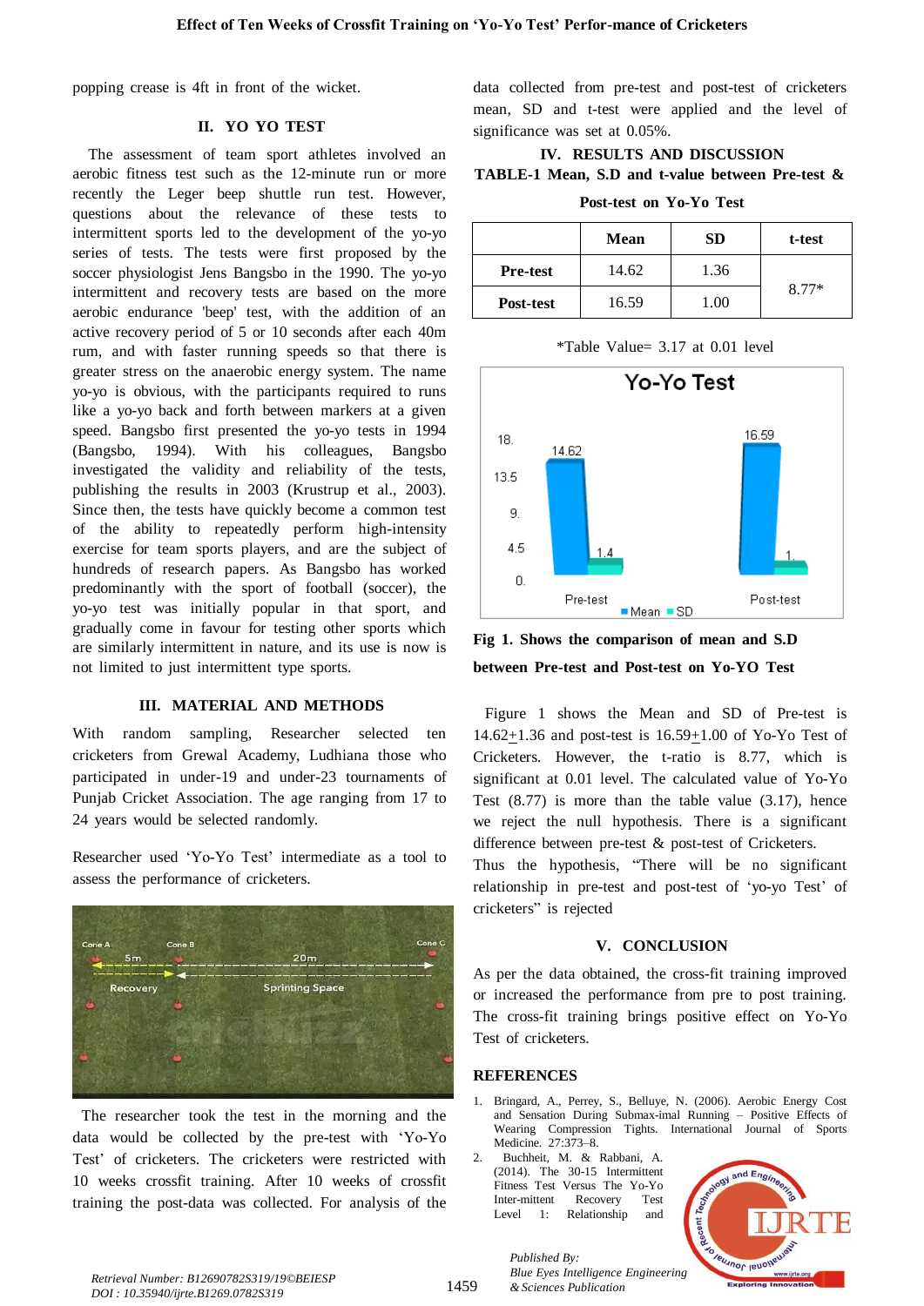popping crease is 4ft in front of the wicket.

## II. YO YO TEST

The assessment of team sport athletes involved an aerobic fitness test such as the 12-minute run or more recently the Leger beep shuttle run test. However, questions about the relevance of these tests to intermittent sports led to the development of the yo-yo series of tests. The tests were first proposed by the soccer physiologist Jens Bangsbo in the 1990. The yo-yo intermittent and recovery tests are based on the more aerobic endurance 'beep' test, with the addition of an active recovery period of 5 or 10 seconds after each 40m rum, and with faster running speeds so that there is greater stress on the anaerobic energy system. The name yo-yo is obvious, with the participants required to runs like a yo-yo back and forth between markers at a given speed. Bangsbo first presented the yo-yo tests in 1994 (Bangsbo, 1994). With his colleagues, Bangsbo investigated the validity and reliability of the tests, publishing the results in 2003 (Krustrup et al., 2003). Since then, the tests have quickly become a common test of the ability to repeatedly perform high-intensity exercise for team sports players, and are the subject of hundreds of research papers. As Bangsbo has worked predominantly with the sport of football (soccer), the yo-yo test was initially popular in that sport, and gradually come in favour for testing other sports which are similarly intermittent in nature, and its use is now is not limited to just intermittent type sports.

## III. MATERIAL AND METHODS

With random sampling, Researcher selected ten cricketers from Grewal Academy, Ludhiana those who participated in under-19 and under-23 tournaments of Punjab Cricket Association. The age ranging from 17 to 24 years would be selected randomly.

Researcher used 'Yo-Yo Test' intermediate as a tool to assess the performance of cricketers.

The researcher took the test in the morning and the data would be collected by the pre-test with 'Yo-Yo Test' of cricketers. The cricketers were restricted with 10 weeks crossfit training. After 10 weeks of crossfit training the post-data was collected. For analysis of the data collected from pre-test and post-test of cricketers mean, SD and t-test were applied and the level of significance was set at 0.05%.

## IV. RESULTS AND DISCUSSION

**TABLE-1 Mean, S.D and t-value between Pre-test & Post-test on Yo-Yo Test**

| | Mean | SD | t-test |
|---|---|---|---|
| Pre-test | 14.62 | 1.36 | 8.77* |
| Post-test | 16.59 | 1.00 | |

*Table Value= 3.17 at 0.01 level

**Fig 1. Shows the comparison of mean and S.D between Pre-test and Post-test on Yo-YO Test**

Figure 1 shows the Mean and SD of Pre-test is 14.62±1.36 and post-test is 16.59±1.00 of Yo-Yo Test of Cricketers. However, the t-ratio is 8.77, which is significant at 0.01 level. The calculated value of Yo-Yo Test (8.77) is more than the table value (3.17), hence we reject the null hypothesis. There is a significant difference between pre-test & post-test of Cricketers.

Thus the hypothesis, "There will be no significant relationship in pre-test and post-test of 'yo-yo Test' of cricketers" is rejected

## V. CONCLUSION

As per the data obtained, the cross-fit training improved or increased the performance from pre to post training. The cross-fit training brings positive effect on Yo-Yo Test of cricketers.

## REFERENCES

1. Bringard, A., Perrey, S., Belluye, N. (2006). Aerobic Energy Cost and Sensation During Submax-imal Running – Positive Effects of Wearing Compression Tights. International Journal of Sports Medicine. 27:373–8.
2. Buchheit, M. & Rabbani, A. (2014). The 30-15 Intermittent Fitness Test Versus The Yo-Yo Inter-mittent Recovery Test Level 1: Relationship and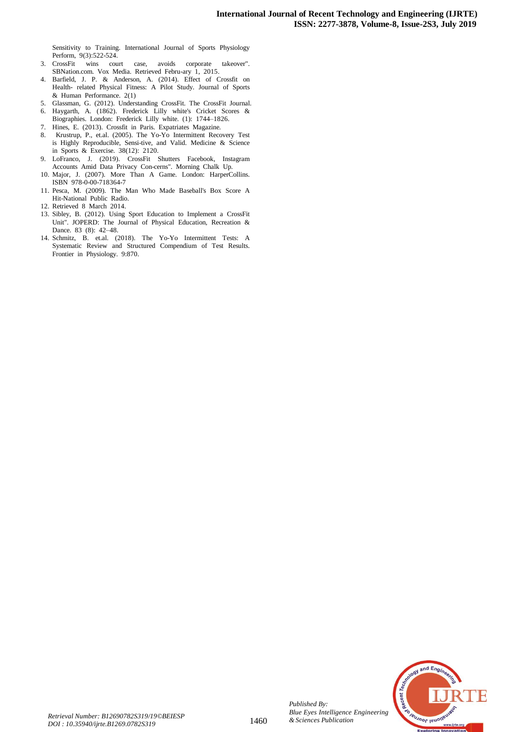Sensitivity to Training. International Journal of Sports Physiology Perform, 9(3):522-524.

3. CrossFit wins court case, avoids corporate takeover". SBNation.com. Vox Media. Retrieved Febru-ary 1, 2015.
4. Barfield, J. P. & Anderson, A. (2014). Effect of Crossfit on Health- related Physical Fitness: A Pilot Study. Journal of Sports & Human Performance. 2(1)
5. Glassman, G. (2012). Understanding CrossFit. The CrossFit Journal.
6. Haygarth, A. (1862). Frederick Lilly white's Cricket Scores & Biographies. London: Frederick Lilly white. (1): 1744–1826.
7. Hines, E. (2013). Crossfit in Paris. Expatriates Magazine.
8. Krustrup, P., et.al. (2005). The Yo-Yo Intermittent Recovery Test is Highly Reproducible, Sensi-tive, and Valid. Medicine & Science in Sports & Exercise. 38(12): 2120.
9. LoFranco, J. (2019). CrossFit Shutters Facebook, Instagram Accounts Amid Data Privacy Con-cerns". Morning Chalk Up.
10. Major, J. (2007). More Than A Game. London: HarperCollins. ISBN 978-0-00-718364-7
11. Pesca, M. (2009). The Man Who Made Baseball's Box Score A Hit-National Public Radio.
12. Retrieved 8 March 2014.
13. Sibley, B. (2012). Using Sport Education to Implement a CrossFit Unit". JOPERD: The Journal of Physical Education, Recreation & Dance. 83 (8): 42–48.
14. Schmitz, B. et.al. (2018). The Yo-Yo Intermittent Tests: A Systematic Review and Structured Compendium of Test Results. Frontier in Physiology. 9:870.